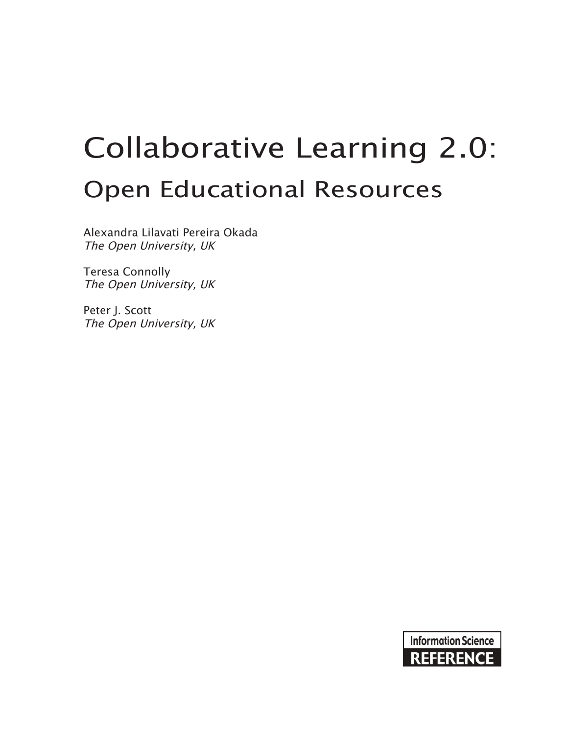# Collaborative Learning 2.0:

## Open Educational Resources

Alexandra Lilavati Pereira Okada
*The Open University, UK*

Teresa Connolly
*The Open University, UK*

Peter J. Scott
*The Open University, UK*

Information Science
**REFERENCE**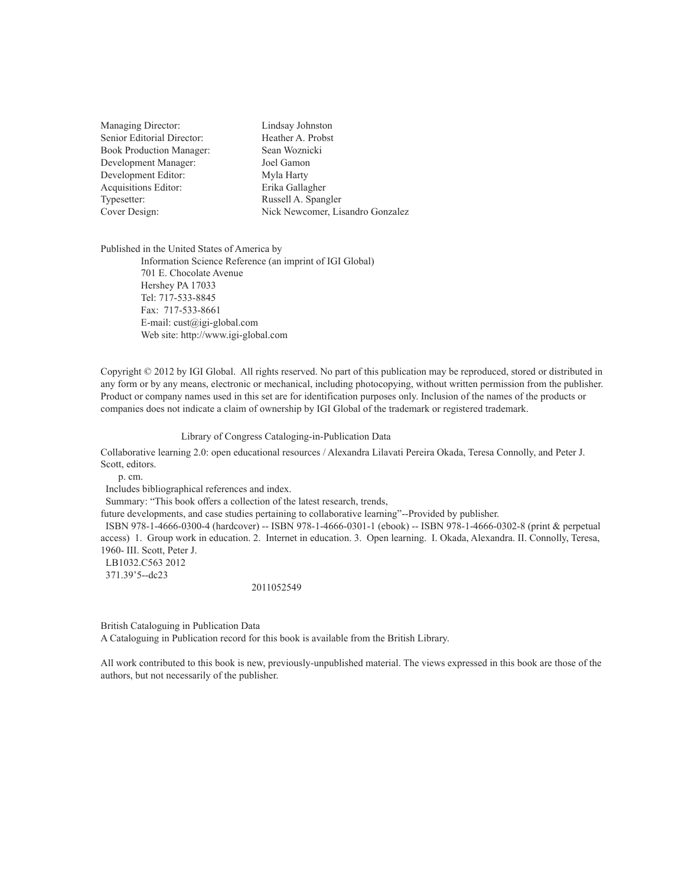| | |
|---|---|
| Managing Director: | Lindsay Johnston |
| Senior Editorial Director: | Heather A. Probst |
| Book Production Manager: | Sean Woznicki |
| Development Manager: | Joel Gamon |
| Development Editor: | Myla Harty |
| Acquisitions Editor: | Erika Gallagher |
| Typesetter: | Russell A. Spangler |
| Cover Design: | Nick Newcomer, Lisandro Gonzalez |

Published in the United States of America by

Information Science Reference (an imprint of IGI Global)
701 E. Chocolate Avenue
Hershey PA 17033
Tel: 717-533-8845
Fax: 717-533-8661
E-mail: cust@igi-global.com
Web site: http://www.igi-global.com

Copyright © 2012 by IGI Global. All rights reserved. No part of this publication may be reproduced, stored or distributed in any form or by any means, electronic or mechanical, including photocopying, without written permission from the publisher. Product or company names used in this set are for identification purposes only. Inclusion of the names of the products or companies does not indicate a claim of ownership by IGI Global of the trademark or registered trademark.

Library of Congress Cataloging-in-Publication Data

Collaborative learning 2.0: open educational resources / Alexandra Lilavati Pereira Okada, Teresa Connolly, and Peter J. Scott, editors.

p. cm.

Includes bibliographical references and index.

Summary: "This book offers a collection of the latest research, trends, future developments, and case studies pertaining to collaborative learning"--Provided by publisher.

ISBN 978-1-4666-0300-4 (hardcover) -- ISBN 978-1-4666-0301-1 (ebook) -- ISBN 978-1-4666-0302-8 (print & perpetual access) 1. Group work in education. 2. Internet in education. 3. Open learning. I. Okada, Alexandra. II. Connolly, Teresa, 1960- III. Scott, Peter J.

LB1032.C563 2012

371.39'5--dc23

2011052549

British Cataloguing in Publication Data

A Cataloguing in Publication record for this book is available from the British Library.

All work contributed to this book is new, previously-unpublished material. The views expressed in this book are those of the authors, but not necessarily of the publisher.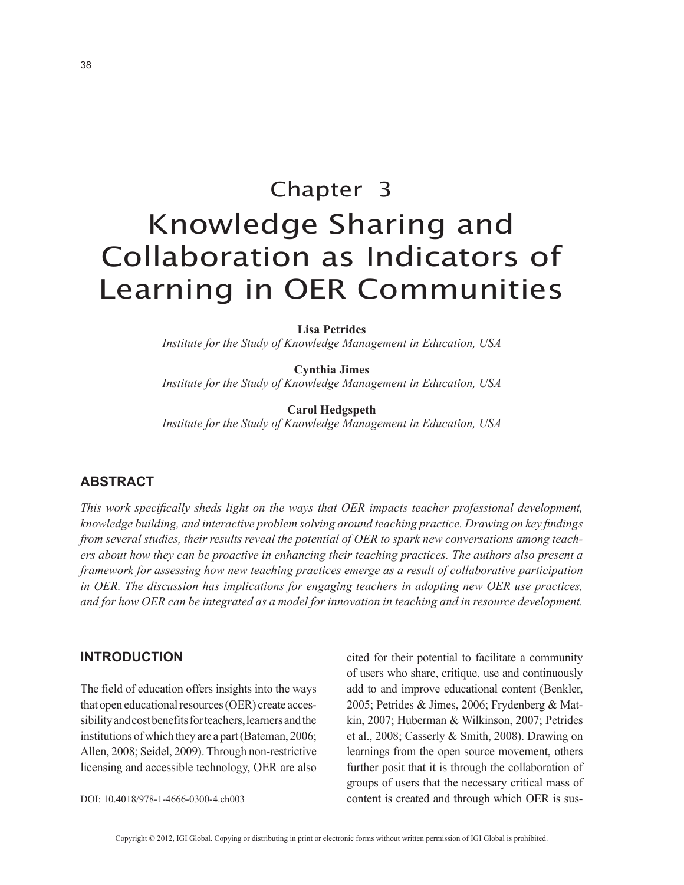# Chapter 3
# Knowledge Sharing and Collaboration as Indicators of Learning in OER Communities

**Lisa Petrides**
*Institute for the Study of Knowledge Management in Education, USA*

**Cynthia Jimes**
*Institute for the Study of Knowledge Management in Education, USA*

**Carol Hedgspeth**
*Institute for the Study of Knowledge Management in Education, USA*

## ABSTRACT

*This work specifically sheds light on the ways that OER impacts teacher professional development, knowledge building, and interactive problem solving around teaching practice. Drawing on key findings from several studies, their results reveal the potential of OER to spark new conversations among teachers about how they can be proactive in enhancing their teaching practices. The authors also present a framework for assessing how new teaching practices emerge as a result of collaborative participation in OER. The discussion has implications for engaging teachers in adopting new OER use practices, and for how OER can be integrated as a model for innovation in teaching and in resource development.*

## INTRODUCTION

The field of education offers insights into the ways that open educational resources (OER) create accessibility and cost benefits for teachers, learners and the institutions of which they are a part (Bateman, 2006; Allen, 2008; Seidel, 2009). Through non-restrictive licensing and accessible technology, OER are also cited for their potential to facilitate a community of users who share, critique, use and continuously add to and improve educational content (Benkler, 2005; Petrides & Jimes, 2006; Frydenberg & Matkin, 2007; Huberman & Wilkinson, 2007; Petrides et al., 2008; Casserly & Smith, 2008). Drawing on learnings from the open source movement, others further posit that it is through the collaboration of groups of users that the necessary critical mass of content is created and through which OER is sus-

DOI: 10.4018/978-1-4666-0300-4.ch003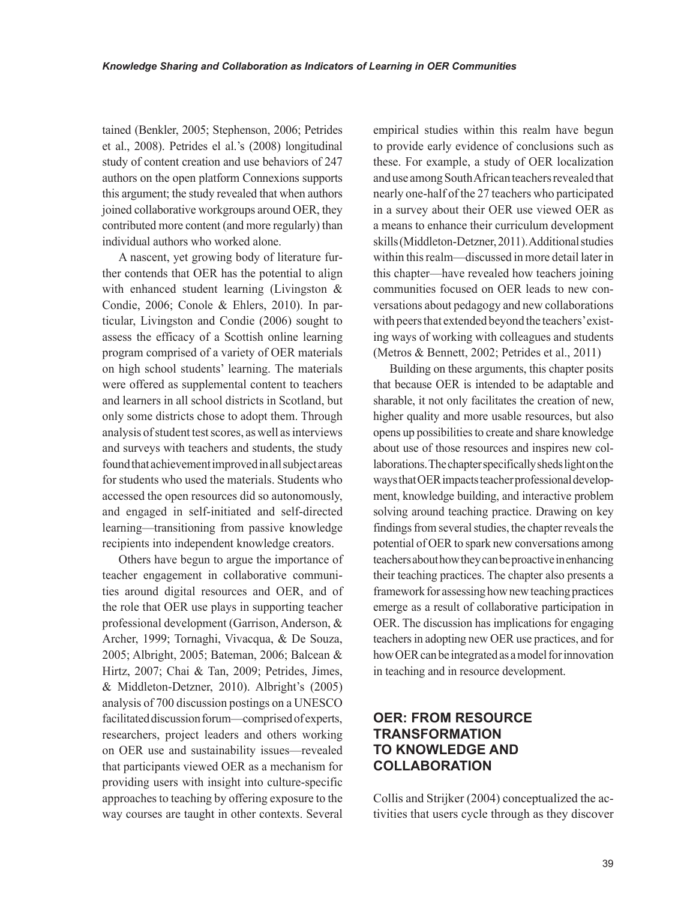tained (Benkler, 2005; Stephenson, 2006; Petrides et al., 2008). Petrides el al.'s (2008) longitudinal study of content creation and use behaviors of 247 authors on the open platform Connexions supports this argument; the study revealed that when authors joined collaborative workgroups around OER, they contributed more content (and more regularly) than individual authors who worked alone.

A nascent, yet growing body of literature further contends that OER has the potential to align with enhanced student learning (Livingston & Condie, 2006; Conole & Ehlers, 2010). In particular, Livingston and Condie (2006) sought to assess the efficacy of a Scottish online learning program comprised of a variety of OER materials on high school students' learning. The materials were offered as supplemental content to teachers and learners in all school districts in Scotland, but only some districts chose to adopt them. Through analysis of student test scores, as well as interviews and surveys with teachers and students, the study found that achievement improved in all subject areas for students who used the materials. Students who accessed the open resources did so autonomously, and engaged in self-initiated and self-directed learning—transitioning from passive knowledge recipients into independent knowledge creators.

Others have begun to argue the importance of teacher engagement in collaborative communities around digital resources and OER, and of the role that OER use plays in supporting teacher professional development (Garrison, Anderson, & Archer, 1999; Tornaghi, Vivacqua, & De Souza, 2005; Albright, 2005; Bateman, 2006; Balcean & Hirtz, 2007; Chai & Tan, 2009; Petrides, Jimes, & Middleton-Detzner, 2010). Albright's (2005) analysis of 700 discussion postings on a UNESCO facilitated discussion forum—comprised of experts, researchers, project leaders and others working on OER use and sustainability issues—revealed that participants viewed OER as a mechanism for providing users with insight into culture-specific approaches to teaching by offering exposure to the way courses are taught in other contexts. Several empirical studies within this realm have begun to provide early evidence of conclusions such as these. For example, a study of OER localization and use among South African teachers revealed that nearly one-half of the 27 teachers who participated in a survey about their OER use viewed OER as a means to enhance their curriculum development skills (Middleton-Detzner, 2011). Additional studies within this realm—discussed in more detail later in this chapter—have revealed how teachers joining communities focused on OER leads to new conversations about pedagogy and new collaborations with peers that extended beyond the teachers' existing ways of working with colleagues and students (Metros & Bennett, 2002; Petrides et al., 2011)

Building on these arguments, this chapter posits that because OER is intended to be adaptable and sharable, it not only facilitates the creation of new, higher quality and more usable resources, but also opens up possibilities to create and share knowledge about use of those resources and inspires new collaborations. The chapter specifically sheds light on the ways that OER impacts teacher professional development, knowledge building, and interactive problem solving around teaching practice. Drawing on key findings from several studies, the chapter reveals the potential of OER to spark new conversations among teachers about how they can be proactive in enhancing their teaching practices. The chapter also presents a framework for assessing how new teaching practices emerge as a result of collaborative participation in OER. The discussion has implications for engaging teachers in adopting new OER use practices, and for how OER can be integrated as a model for innovation in teaching and in resource development.

## OER: FROM RESOURCE TRANSFORMATION TO KNOWLEDGE AND COLLABORATION

Collis and Strijker (2004) conceptualized the activities that users cycle through as they discover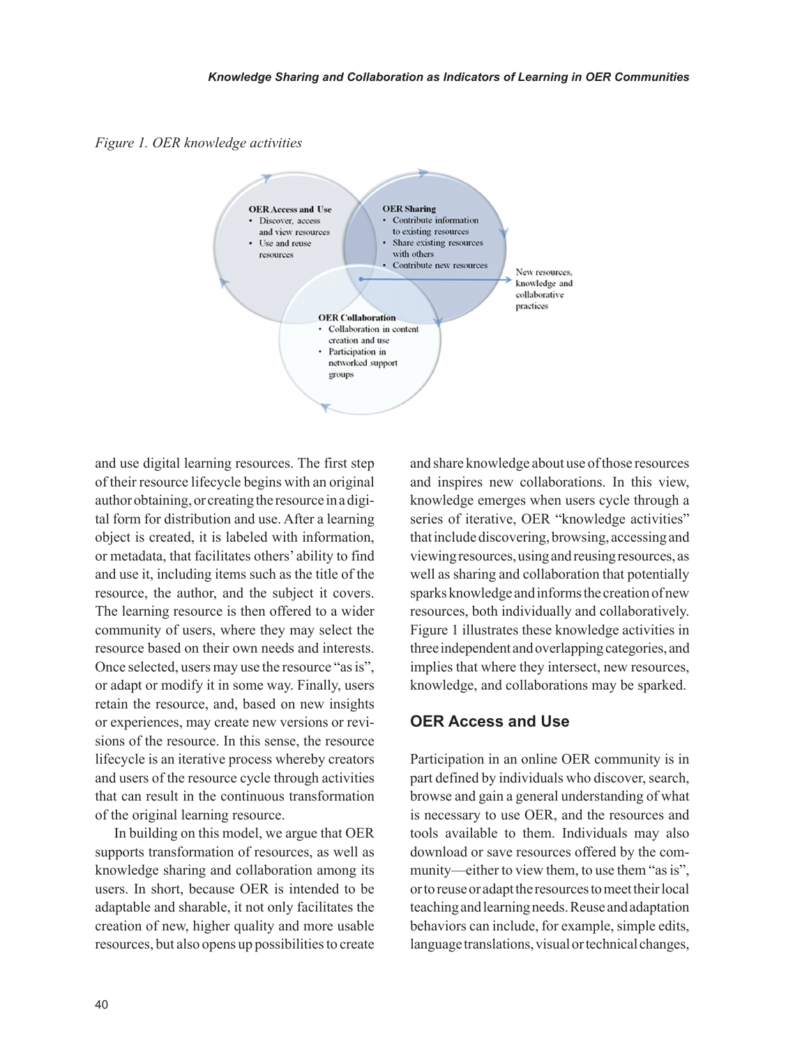*Figure 1. OER knowledge activities*

**OER Access and Use**
- Discover, access and view resources
- Use and reuse resources

**OER Sharing**
- Contribute information to existing resources
- Share existing resources with others
- Contribute new resources

**OER Collaboration**
- Collaboration in content creation and use
- Participation in networked support groups

New resources, knowledge and collaborative practices

and use digital learning resources. The first step of their resource lifecycle begins with an original author obtaining, or creating the resource in a digital form for distribution and use. After a learning object is created, it is labeled with information, or metadata, that facilitates others' ability to find and use it, including items such as the title of the resource, the author, and the subject it covers. The learning resource is then offered to a wider community of users, where they may select the resource based on their own needs and interests. Once selected, users may use the resource "as is", or adapt or modify it in some way. Finally, users retain the resource, and, based on new insights or experiences, may create new versions or revisions of the resource. In this sense, the resource lifecycle is an iterative process whereby creators and users of the resource cycle through activities that can result in the continuous transformation of the original learning resource.

In building on this model, we argue that OER supports transformation of resources, as well as knowledge sharing and collaboration among its users. In short, because OER is intended to be adaptable and sharable, it not only facilitates the creation of new, higher quality and more usable resources, but also opens up possibilities to create and share knowledge about use of those resources and inspires new collaborations. In this view, knowledge emerges when users cycle through a series of iterative, OER "knowledge activities" that include discovering, browsing, accessing and viewing resources, using and reusing resources, as well as sharing and collaboration that potentially sparks knowledge and informs the creation of new resources, both individually and collaboratively. Figure 1 illustrates these knowledge activities in three independent and overlapping categories, and implies that where they intersect, new resources, knowledge, and collaborations may be sparked.

## OER Access and Use

Participation in an online OER community is in part defined by individuals who discover, search, browse and gain a general understanding of what is necessary to use OER, and the resources and tools available to them. Individuals may also download or save resources offered by the community—either to view them, to use them "as is", or to reuse or adapt the resources to meet their local teaching and learning needs. Reuse and adaptation behaviors can include, for example, simple edits, language translations, visual or technical changes,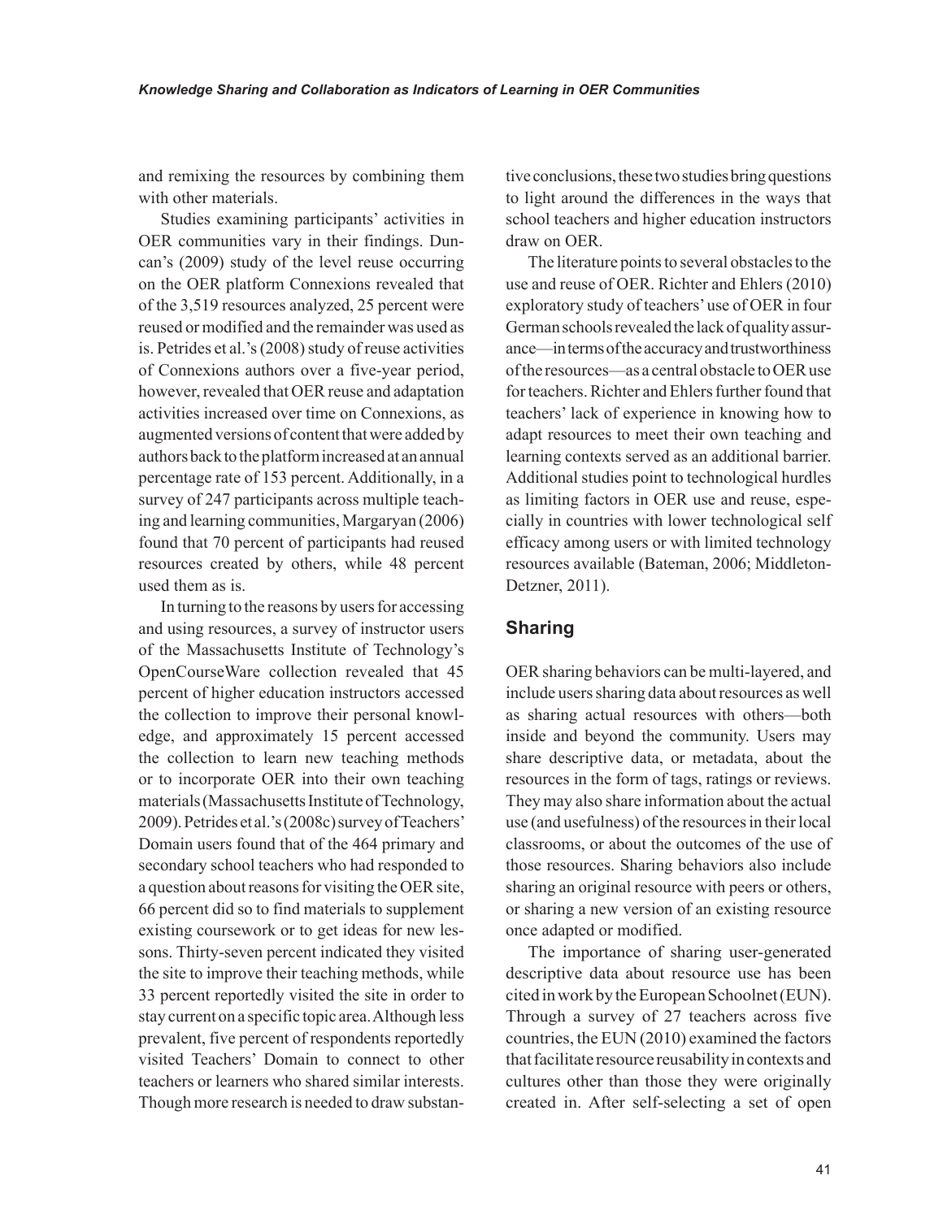and remixing the resources by combining them with other materials.

Studies examining participants' activities in OER communities vary in their findings. Duncan's (2009) study of the level reuse occurring on the OER platform Connexions revealed that of the 3,519 resources analyzed, 25 percent were reused or modified and the remainder was used as is. Petrides et al.'s (2008) study of reuse activities of Connexions authors over a five-year period, however, revealed that OER reuse and adaptation activities increased over time on Connexions, as augmented versions of content that were added by authors back to the platform increased at an annual percentage rate of 153 percent. Additionally, in a survey of 247 participants across multiple teaching and learning communities, Margaryan (2006) found that 70 percent of participants had reused resources created by others, while 48 percent used them as is.

In turning to the reasons by users for accessing and using resources, a survey of instructor users of the Massachusetts Institute of Technology's OpenCourseWare collection revealed that 45 percent of higher education instructors accessed the collection to improve their personal knowledge, and approximately 15 percent accessed the collection to learn new teaching methods or to incorporate OER into their own teaching materials (Massachusetts Institute of Technology, 2009). Petrides et al.'s (2008c) survey of Teachers' Domain users found that of the 464 primary and secondary school teachers who had responded to a question about reasons for visiting the OER site, 66 percent did so to find materials to supplement existing coursework or to get ideas for new lessons. Thirty-seven percent indicated they visited the site to improve their teaching methods, while 33 percent reportedly visited the site in order to stay current on a specific topic area. Although less prevalent, five percent of respondents reportedly visited Teachers' Domain to connect to other teachers or learners who shared similar interests. Though more research is needed to draw substantive conclusions, these two studies bring questions to light around the differences in the ways that school teachers and higher education instructors draw on OER.

The literature points to several obstacles to the use and reuse of OER. Richter and Ehlers (2010) exploratory study of teachers' use of OER in four German schools revealed the lack of quality assurance—in terms of the accuracy and trustworthiness of the resources—as a central obstacle to OER use for teachers. Richter and Ehlers further found that teachers' lack of experience in knowing how to adapt resources to meet their own teaching and learning contexts served as an additional barrier. Additional studies point to technological hurdles as limiting factors in OER use and reuse, especially in countries with lower technological self efficacy among users or with limited technology resources available (Bateman, 2006; Middleton-Detzner, 2011).

## Sharing

OER sharing behaviors can be multi-layered, and include users sharing data about resources as well as sharing actual resources with others—both inside and beyond the community. Users may share descriptive data, or metadata, about the resources in the form of tags, ratings or reviews. They may also share information about the actual use (and usefulness) of the resources in their local classrooms, or about the outcomes of the use of those resources. Sharing behaviors also include sharing an original resource with peers or others, or sharing a new version of an existing resource once adapted or modified.

The importance of sharing user-generated descriptive data about resource use has been cited in work by the European Schoolnet (EUN). Through a survey of 27 teachers across five countries, the EUN (2010) examined the factors that facilitate resource reusability in contexts and cultures other than those they were originally created in. After self-selecting a set of open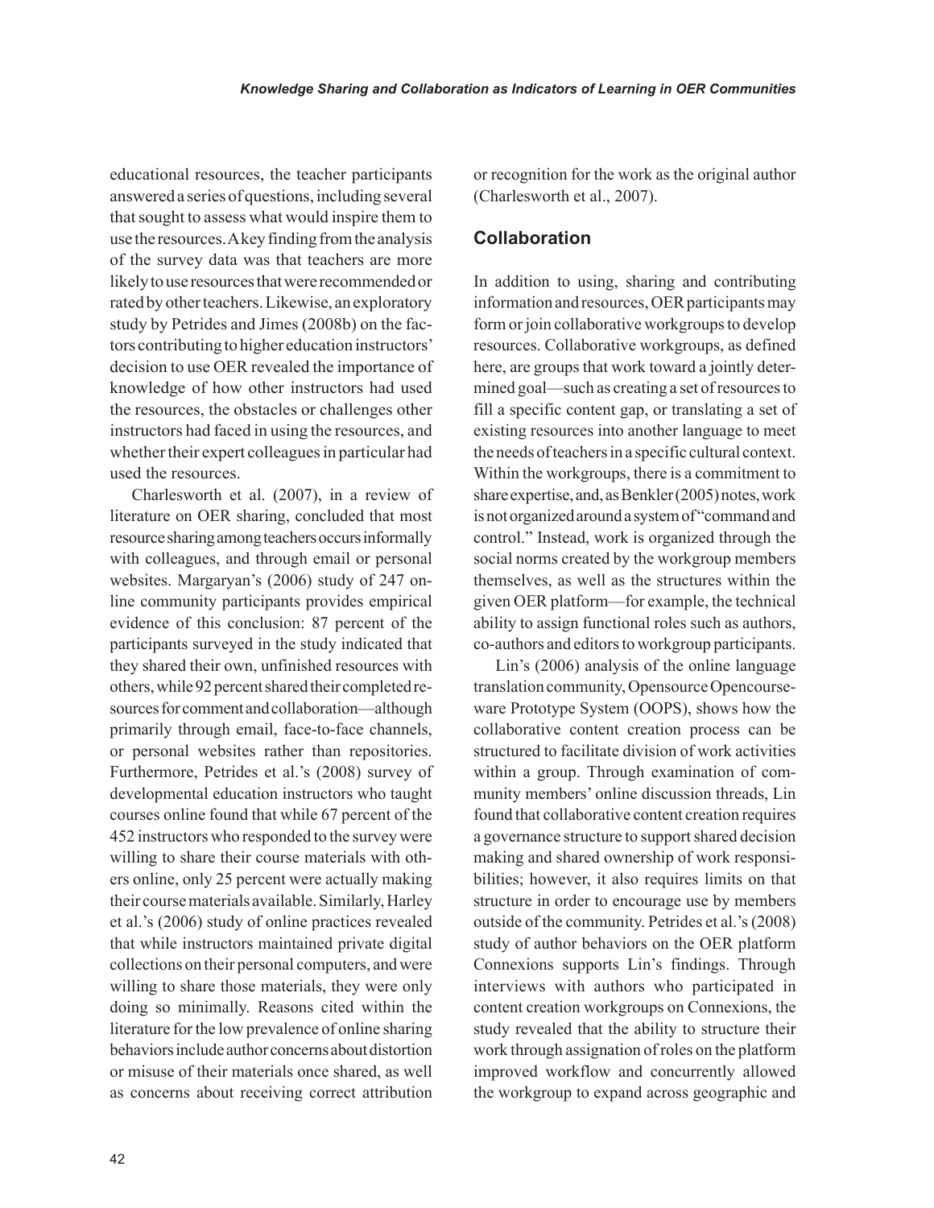educational resources, the teacher participants answered a series of questions, including several that sought to assess what would inspire them to use the resources. A key finding from the analysis of the survey data was that teachers are more likely to use resources that were recommended or rated by other teachers. Likewise, an exploratory study by Petrides and Jimes (2008b) on the factors contributing to higher education instructors' decision to use OER revealed the importance of knowledge of how other instructors had used the resources, the obstacles or challenges other instructors had faced in using the resources, and whether their expert colleagues in particular had used the resources.

Charlesworth et al. (2007), in a review of literature on OER sharing, concluded that most resource sharing among teachers occurs informally with colleagues, and through email or personal websites. Margaryan's (2006) study of 247 online community participants provides empirical evidence of this conclusion: 87 percent of the participants surveyed in the study indicated that they shared their own, unfinished resources with others, while 92 percent shared their completed resources for comment and collaboration—although primarily through email, face-to-face channels, or personal websites rather than repositories. Furthermore, Petrides et al.'s (2008) survey of developmental education instructors who taught courses online found that while 67 percent of the 452 instructors who responded to the survey were willing to share their course materials with others online, only 25 percent were actually making their course materials available. Similarly, Harley et al.'s (2006) study of online practices revealed that while instructors maintained private digital collections on their personal computers, and were willing to share those materials, they were only doing so minimally. Reasons cited within the literature for the low prevalence of online sharing behaviors include author concerns about distortion or misuse of their materials once shared, as well as concerns about receiving correct attribution or recognition for the work as the original author (Charlesworth et al., 2007).

## Collaboration

In addition to using, sharing and contributing information and resources, OER participants may form or join collaborative workgroups to develop resources. Collaborative workgroups, as defined here, are groups that work toward a jointly determined goal—such as creating a set of resources to fill a specific content gap, or translating a set of existing resources into another language to meet the needs of teachers in a specific cultural context. Within the workgroups, there is a commitment to share expertise, and, as Benkler (2005) notes, work is not organized around a system of "command and control." Instead, work is organized through the social norms created by the workgroup members themselves, as well as the structures within the given OER platform—for example, the technical ability to assign functional roles such as authors, co-authors and editors to workgroup participants.

Lin's (2006) analysis of the online language translation community, Opensource Opencourseware Prototype System (OOPS), shows how the collaborative content creation process can be structured to facilitate division of work activities within a group. Through examination of community members' online discussion threads, Lin found that collaborative content creation requires a governance structure to support shared decision making and shared ownership of work responsibilities; however, it also requires limits on that structure in order to encourage use by members outside of the community. Petrides et al.'s (2008) study of author behaviors on the OER platform Connexions supports Lin's findings. Through interviews with authors who participated in content creation workgroups on Connexions, the study revealed that the ability to structure their work through assignation of roles on the platform improved workflow and concurrently allowed the workgroup to expand across geographic and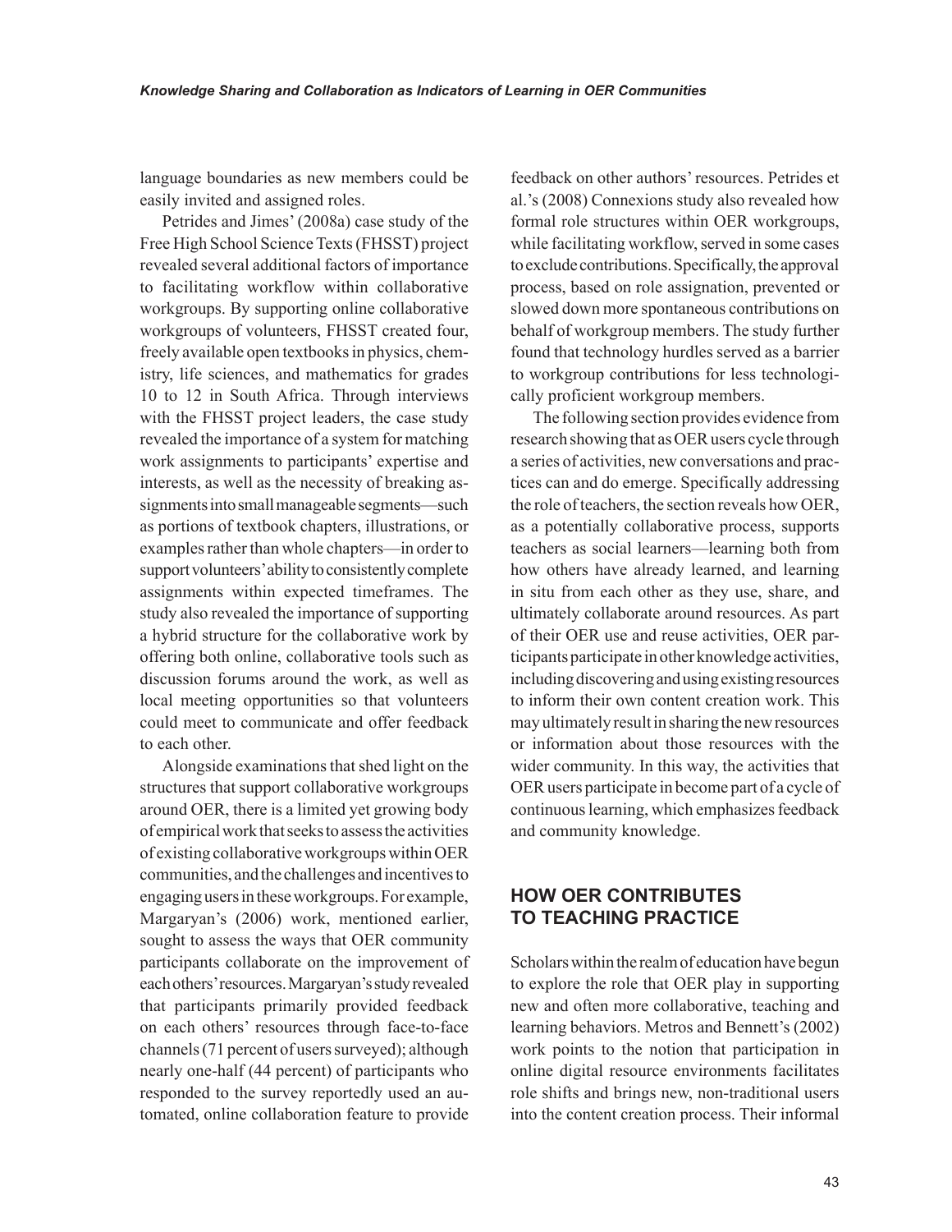language boundaries as new members could be easily invited and assigned roles.

Petrides and Jimes' (2008a) case study of the Free High School Science Texts (FHSST) project revealed several additional factors of importance to facilitating workflow within collaborative workgroups. By supporting online collaborative workgroups of volunteers, FHSST created four, freely available open textbooks in physics, chemistry, life sciences, and mathematics for grades 10 to 12 in South Africa. Through interviews with the FHSST project leaders, the case study revealed the importance of a system for matching work assignments to participants' expertise and interests, as well as the necessity of breaking assignments into small manageable segments—such as portions of textbook chapters, illustrations, or examples rather than whole chapters—in order to support volunteers' ability to consistently complete assignments within expected timeframes. The study also revealed the importance of supporting a hybrid structure for the collaborative work by offering both online, collaborative tools such as discussion forums around the work, as well as local meeting opportunities so that volunteers could meet to communicate and offer feedback to each other.

Alongside examinations that shed light on the structures that support collaborative workgroups around OER, there is a limited yet growing body of empirical work that seeks to assess the activities of existing collaborative workgroups within OER communities, and the challenges and incentives to engaging users in these workgroups. For example, Margaryan's (2006) work, mentioned earlier, sought to assess the ways that OER community participants collaborate on the improvement of each others' resources. Margaryan's study revealed that participants primarily provided feedback on each others' resources through face-to-face channels (71 percent of users surveyed); although nearly one-half (44 percent) of participants who responded to the survey reportedly used an automated, online collaboration feature to provide feedback on other authors' resources. Petrides et al.'s (2008) Connexions study also revealed how formal role structures within OER workgroups, while facilitating workflow, served in some cases to exclude contributions. Specifically, the approval process, based on role assignation, prevented or slowed down more spontaneous contributions on behalf of workgroup members. The study further found that technology hurdles served as a barrier to workgroup contributions for less technologically proficient workgroup members.

The following section provides evidence from research showing that as OER users cycle through a series of activities, new conversations and practices can and do emerge. Specifically addressing the role of teachers, the section reveals how OER, as a potentially collaborative process, supports teachers as social learners—learning both from how others have already learned, and learning in situ from each other as they use, share, and ultimately collaborate around resources. As part of their OER use and reuse activities, OER participants participate in other knowledge activities, including discovering and using existing resources to inform their own content creation work. This may ultimately result in sharing the new resources or information about those resources with the wider community. In this way, the activities that OER users participate in become part of a cycle of continuous learning, which emphasizes feedback and community knowledge.

## HOW OER CONTRIBUTES TO TEACHING PRACTICE

Scholars within the realm of education have begun to explore the role that OER play in supporting new and often more collaborative, teaching and learning behaviors. Metros and Bennett's (2002) work points to the notion that participation in online digital resource environments facilitates role shifts and brings new, non-traditional users into the content creation process. Their informal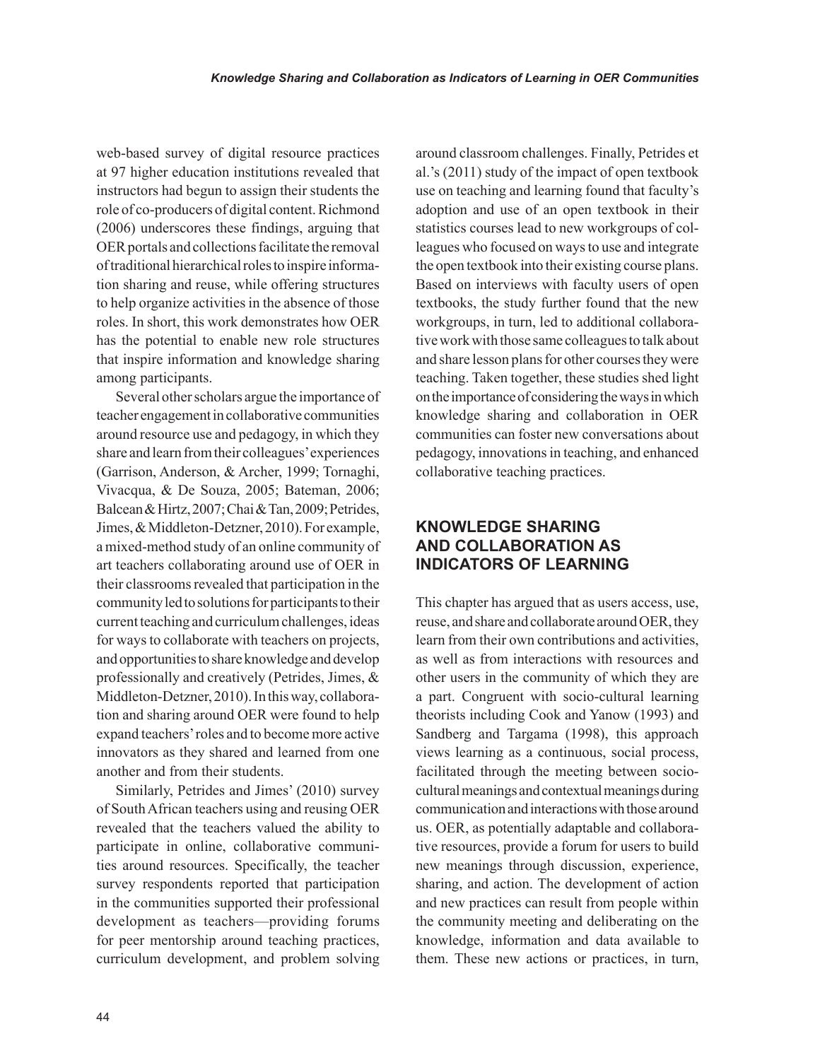web-based survey of digital resource practices at 97 higher education institutions revealed that instructors had begun to assign their students the role of co-producers of digital content. Richmond (2006) underscores these findings, arguing that OER portals and collections facilitate the removal of traditional hierarchical roles to inspire information sharing and reuse, while offering structures to help organize activities in the absence of those roles. In short, this work demonstrates how OER has the potential to enable new role structures that inspire information and knowledge sharing among participants.

Several other scholars argue the importance of teacher engagement in collaborative communities around resource use and pedagogy, in which they share and learn from their colleagues' experiences (Garrison, Anderson, & Archer, 1999; Tornaghi, Vivacqua, & De Souza, 2005; Bateman, 2006; Balcean & Hirtz, 2007; Chai & Tan, 2009; Petrides, Jimes, & Middleton-Detzner, 2010). For example, a mixed-method study of an online community of art teachers collaborating around use of OER in their classrooms revealed that participation in the community led to solutions for participants to their current teaching and curriculum challenges, ideas for ways to collaborate with teachers on projects, and opportunities to share knowledge and develop professionally and creatively (Petrides, Jimes, & Middleton-Detzner, 2010). In this way, collaboration and sharing around OER were found to help expand teachers' roles and to become more active innovators as they shared and learned from one another and from their students.

Similarly, Petrides and Jimes' (2010) survey of South African teachers using and reusing OER revealed that the teachers valued the ability to participate in online, collaborative communities around resources. Specifically, the teacher survey respondents reported that participation in the communities supported their professional development as teachers—providing forums for peer mentorship around teaching practices, curriculum development, and problem solving around classroom challenges. Finally, Petrides et al.'s (2011) study of the impact of open textbook use on teaching and learning found that faculty's adoption and use of an open textbook in their statistics courses lead to new workgroups of colleagues who focused on ways to use and integrate the open textbook into their existing course plans. Based on interviews with faculty users of open textbooks, the study further found that the new workgroups, in turn, led to additional collaborative work with those same colleagues to talk about and share lesson plans for other courses they were teaching. Taken together, these studies shed light on the importance of considering the ways in which knowledge sharing and collaboration in OER communities can foster new conversations about pedagogy, innovations in teaching, and enhanced collaborative teaching practices.

## KNOWLEDGE SHARING AND COLLABORATION AS INDICATORS OF LEARNING

This chapter has argued that as users access, use, reuse, and share and collaborate around OER, they learn from their own contributions and activities, as well as from interactions with resources and other users in the community of which they are a part. Congruent with socio-cultural learning theorists including Cook and Yanow (1993) and Sandberg and Targama (1998), this approach views learning as a continuous, social process, facilitated through the meeting between socio-cultural meanings and contextual meanings during communication and interactions with those around us. OER, as potentially adaptable and collaborative resources, provide a forum for users to build new meanings through discussion, experience, sharing, and action. The development of action and new practices can result from people within the community meeting and deliberating on the knowledge, information and data available to them. These new actions or practices, in turn,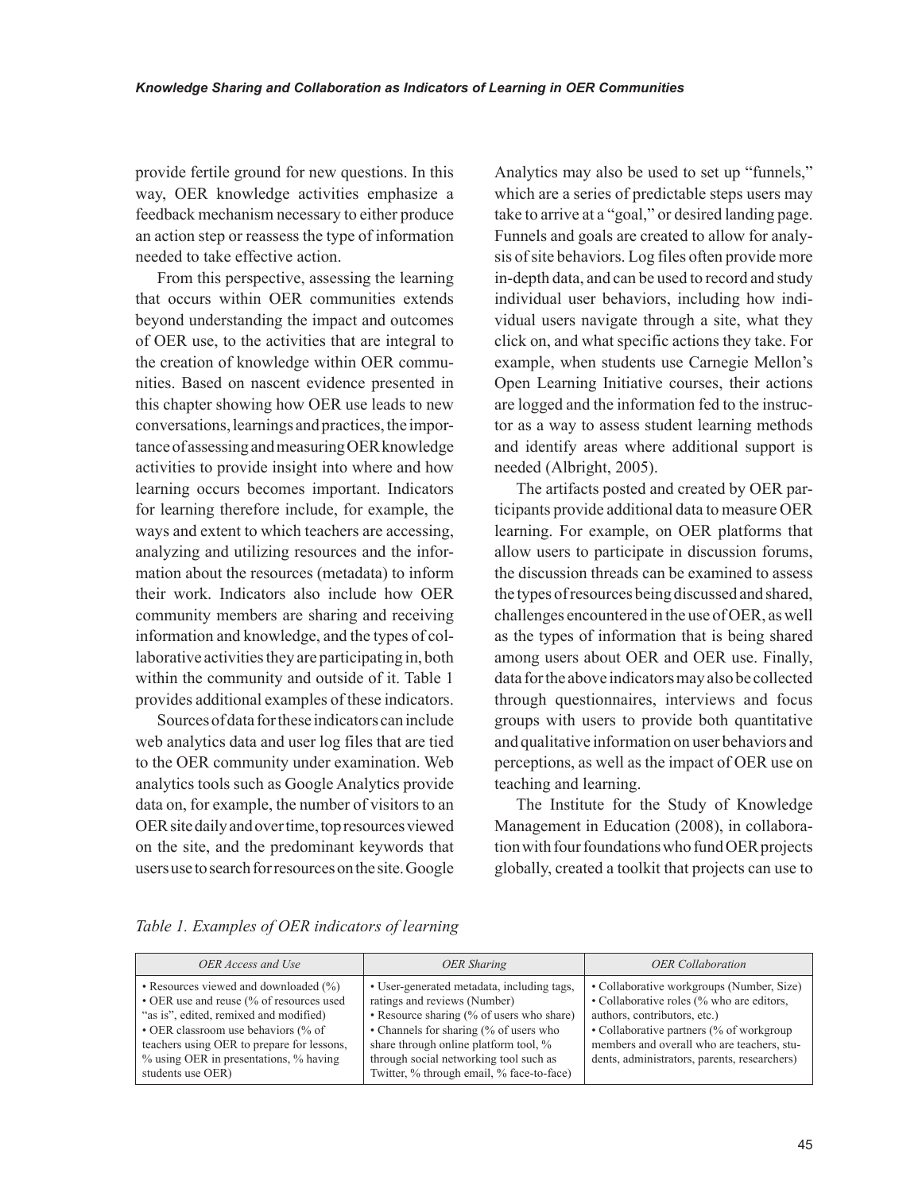provide fertile ground for new questions. In this way, OER knowledge activities emphasize a feedback mechanism necessary to either produce an action step or reassess the type of information needed to take effective action.

From this perspective, assessing the learning that occurs within OER communities extends beyond understanding the impact and outcomes of OER use, to the activities that are integral to the creation of knowledge within OER communities. Based on nascent evidence presented in this chapter showing how OER use leads to new conversations, learnings and practices, the importance of assessing and measuring OER knowledge activities to provide insight into where and how learning occurs becomes important. Indicators for learning therefore include, for example, the ways and extent to which teachers are accessing, analyzing and utilizing resources and the information about the resources (metadata) to inform their work. Indicators also include how OER community members are sharing and receiving information and knowledge, and the types of collaborative activities they are participating in, both within the community and outside of it. Table 1 provides additional examples of these indicators.

Sources of data for these indicators can include web analytics data and user log files that are tied to the OER community under examination. Web analytics tools such as Google Analytics provide data on, for example, the number of visitors to an OER site daily and over time, top resources viewed on the site, and the predominant keywords that users use to search for resources on the site. Google Analytics may also be used to set up "funnels," which are a series of predictable steps users may take to arrive at a "goal," or desired landing page. Funnels and goals are created to allow for analysis of site behaviors. Log files often provide more in-depth data, and can be used to record and study individual user behaviors, including how individual users navigate through a site, what they click on, and what specific actions they take. For example, when students use Carnegie Mellon's Open Learning Initiative courses, their actions are logged and the information fed to the instructor as a way to assess student learning methods and identify areas where additional support is needed (Albright, 2005).

The artifacts posted and created by OER participants provide additional data to measure OER learning. For example, on OER platforms that allow users to participate in discussion forums, the discussion threads can be examined to assess the types of resources being discussed and shared, challenges encountered in the use of OER, as well as the types of information that is being shared among users about OER and OER use. Finally, data for the above indicators may also be collected through questionnaires, interviews and focus groups with users to provide both quantitative and qualitative information on user behaviors and perceptions, as well as the impact of OER use on teaching and learning.

The Institute for the Study of Knowledge Management in Education (2008), in collaboration with four foundations who fund OER projects globally, created a toolkit that projects can use to

*Table 1. Examples of OER indicators of learning*

| *OER Access and Use* | *OER Sharing* | *OER Collaboration* |
|---|---|---|
| • Resources viewed and downloaded (%)<br>• OER use and reuse (% of resources used "as is", edited, remixed and modified)<br>• OER classroom use behaviors (% of teachers using OER to prepare for lessons, % using OER in presentations, % having students use OER) | • User-generated metadata, including tags, ratings and reviews (Number)<br>• Resource sharing (% of users who share)<br>• Channels for sharing (% of users who share through online platform tool, % through social networking tool such as Twitter, % through email, % face-to-face) | • Collaborative workgroups (Number, Size)<br>• Collaborative roles (% who are editors, authors, contributors, etc.)<br>• Collaborative partners (% of workgroup members and overall who are teachers, students, administrators, parents, researchers) |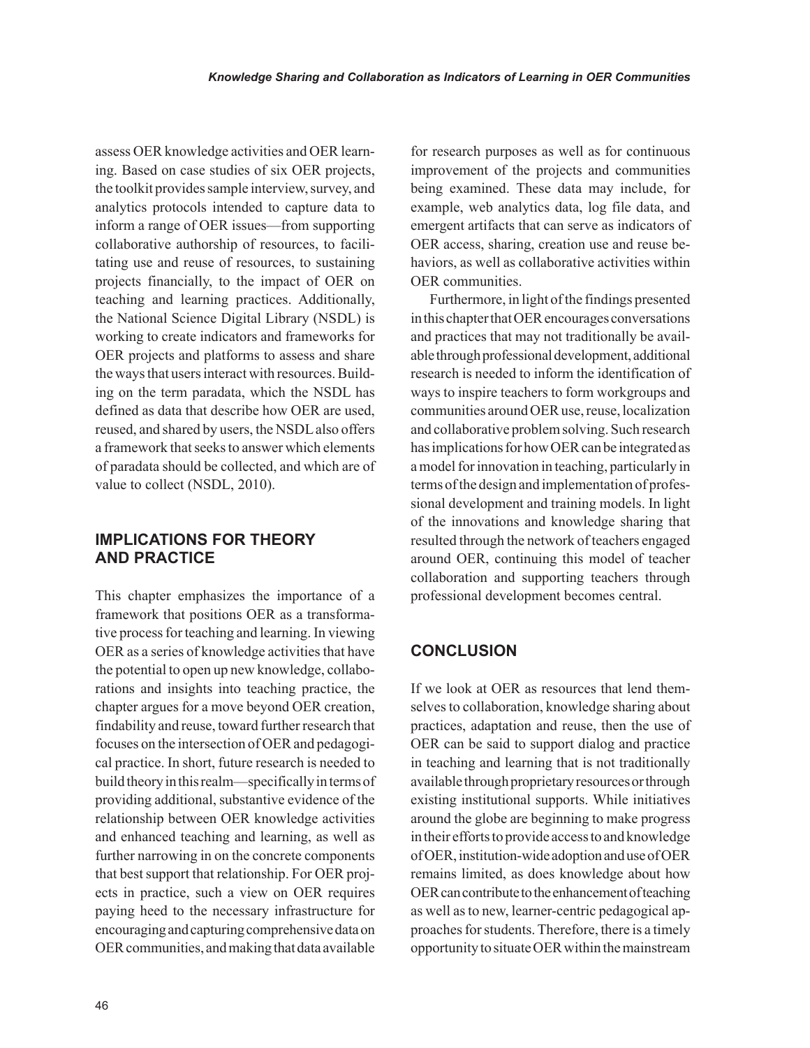assess OER knowledge activities and OER learning. Based on case studies of six OER projects, the toolkit provides sample interview, survey, and analytics protocols intended to capture data to inform a range of OER issues—from supporting collaborative authorship of resources, to facilitating use and reuse of resources, to sustaining projects financially, to the impact of OER on teaching and learning practices. Additionally, the National Science Digital Library (NSDL) is working to create indicators and frameworks for OER projects and platforms to assess and share the ways that users interact with resources. Building on the term paradata, which the NSDL has defined as data that describe how OER are used, reused, and shared by users, the NSDL also offers a framework that seeks to answer which elements of paradata should be collected, and which are of value to collect (NSDL, 2010).

## IMPLICATIONS FOR THEORY AND PRACTICE

This chapter emphasizes the importance of a framework that positions OER as a transformative process for teaching and learning. In viewing OER as a series of knowledge activities that have the potential to open up new knowledge, collaborations and insights into teaching practice, the chapter argues for a move beyond OER creation, findability and reuse, toward further research that focuses on the intersection of OER and pedagogical practice. In short, future research is needed to build theory in this realm—specifically in terms of providing additional, substantive evidence of the relationship between OER knowledge activities and enhanced teaching and learning, as well as further narrowing in on the concrete components that best support that relationship. For OER projects in practice, such a view on OER requires paying heed to the necessary infrastructure for encouraging and capturing comprehensive data on OER communities, and making that data available for research purposes as well as for continuous improvement of the projects and communities being examined. These data may include, for example, web analytics data, log file data, and emergent artifacts that can serve as indicators of OER access, sharing, creation use and reuse behaviors, as well as collaborative activities within OER communities.

Furthermore, in light of the findings presented in this chapter that OER encourages conversations and practices that may not traditionally be available through professional development, additional research is needed to inform the identification of ways to inspire teachers to form workgroups and communities around OER use, reuse, localization and collaborative problem solving. Such research has implications for how OER can be integrated as a model for innovation in teaching, particularly in terms of the design and implementation of professional development and training models. In light of the innovations and knowledge sharing that resulted through the network of teachers engaged around OER, continuing this model of teacher collaboration and supporting teachers through professional development becomes central.

## CONCLUSION

If we look at OER as resources that lend themselves to collaboration, knowledge sharing about practices, adaptation and reuse, then the use of OER can be said to support dialog and practice in teaching and learning that is not traditionally available through proprietary resources or through existing institutional supports. While initiatives around the globe are beginning to make progress in their efforts to provide access to and knowledge of OER, institution-wide adoption and use of OER remains limited, as does knowledge about how OER can contribute to the enhancement of teaching as well as to new, learner-centric pedagogical approaches for students. Therefore, there is a timely opportunity to situate OER within the mainstream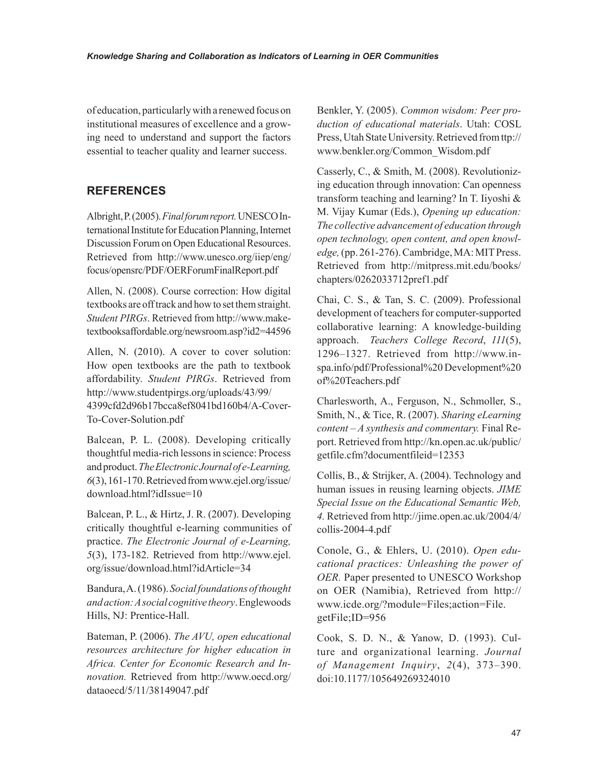of education, particularly with a renewed focus on institutional measures of excellence and a growing need to understand and support the factors essential to teacher quality and learner success.

## REFERENCES

Albright, P. (2005). *Final forum report.* UNESCO International Institute for Education Planning, Internet Discussion Forum on Open Educational Resources. Retrieved from http://www.unesco.org/iiep/eng/focus/opensrc/PDF/OERForumFinalReport.pdf

Allen, N. (2008). Course correction: How digital textbooks are off track and how to set them straight. *Student PIRGs*. Retrieved from http://www.maketextbooksaffordable.org/newsroom.asp?id2=44596

Allen, N. (2010). A cover to cover solution: How open textbooks are the path to textbook affordability. *Student PIRGs*. Retrieved from http://www.studentpirgs.org/uploads/43/99/4399cfd2d96b17bcca8ef8041bd160b4/A-Cover-To-Cover-Solution.pdf

Balcean, P. L. (2008). Developing critically thoughtful media-rich lessons in science: Process and product. *The Electronic Journal of e-Learning, 6*(3), 161-170. Retrieved from www.ejel.org/issue/download.html?idIssue=10

Balcean, P. L., & Hirtz, J. R. (2007). Developing critically thoughtful e-learning communities of practice. *The Electronic Journal of e-Learning, 5*(3), 173-182. Retrieved from http://www.ejel.org/issue/download.html?idArticle=34

Bandura, A. (1986). *Social foundations of thought and action: A social cognitive theory*. Englewoods Hills, NJ: Prentice-Hall.

Bateman, P. (2006). *The AVU, open educational resources architecture for higher education in Africa. Center for Economic Research and Innovation.* Retrieved from http://www.oecd.org/dataoecd/5/11/38149047.pdf

Benkler, Y. (2005). *Common wisdom: Peer production of educational materials*. Utah: COSL Press, Utah State University. Retrieved from ttp://www.benkler.org/Common_Wisdom.pdf

Casserly, C., & Smith, M. (2008). Revolutionizing education through innovation: Can openness transform teaching and learning? In T. Iiyoshi & M. Vijay Kumar (Eds.), *Opening up education: The collective advancement of education through open technology, open content, and open knowledge,* (pp. 261-276). Cambridge, MA: MIT Press. Retrieved from http://mitpress.mit.edu/books/chapters/0262033712pref1.pdf

Chai, C. S., & Tan, S. C. (2009). Professional development of teachers for computer-supported collaborative learning: A knowledge-building approach. *Teachers College Record*, *111*(5), 1296–1327. Retrieved from http://www.inspa.info/pdf/Professional%20 Development%20of%20Teachers.pdf

Charlesworth, A., Ferguson, N., Schmoller, S., Smith, N., & Tice, R. (2007). *Sharing eLearning content – A synthesis and commentary.* Final Report. Retrieved from http://kn.open.ac.uk/public/getfile.cfm?documentfileid=12353

Collis, B., & Strijker, A. (2004). Technology and human issues in reusing learning objects. *JIME Special Issue on the Educational Semantic Web, 4.* Retrieved from http://jime.open.ac.uk/2004/4/collis-2004-4.pdf

Conole, G., & Ehlers, U. (2010). *Open educational practices: Unleashing the power of OER.* Paper presented to UNESCO Workshop on OER (Namibia), Retrieved from http://www.icde.org/?module=Files;action=File.getFile;ID=956

Cook, S. D. N., & Yanow, D. (1993). Culture and organizational learning. *Journal of Management Inquiry*, *2*(4), 373–390. doi:10.1177/105649269324010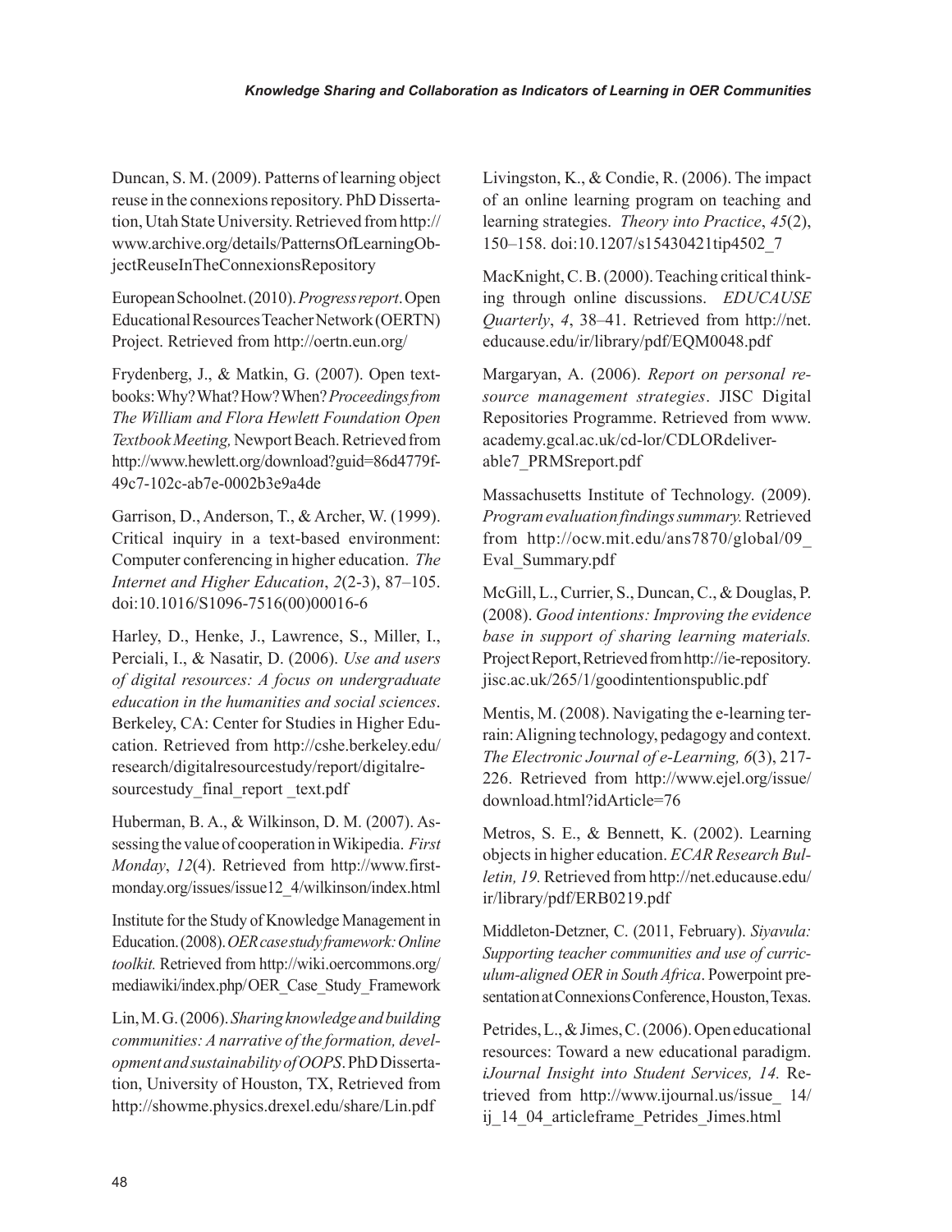Duncan, S. M. (2009). Patterns of learning object reuse in the connexions repository. PhD Dissertation, Utah State University. Retrieved from http://www.archive.org/details/PatternsOfLearningObjectReuseInTheConnexionsRepository

European Schoolnet. (2010). *Progress report*. Open Educational Resources Teacher Network (OERTN) Project. Retrieved from http://oertn.eun.org/

Frydenberg, J., & Matkin, G. (2007). Open textbooks: Why? What? How? When? *Proceedings from The William and Flora Hewlett Foundation Open Textbook Meeting,* Newport Beach. Retrieved from http://www.hewlett.org/download?guid=86d4779f-49c7-102c-ab7e-0002b3e9a4de

Garrison, D., Anderson, T., & Archer, W. (1999). Critical inquiry in a text-based environment: Computer conferencing in higher education. *The Internet and Higher Education*, *2*(2-3), 87–105. doi:10.1016/S1096-7516(00)00016-6

Harley, D., Henke, J., Lawrence, S., Miller, I., Perciali, I., & Nasatir, D. (2006). *Use and users of digital resources: A focus on undergraduate education in the humanities and social sciences*. Berkeley, CA: Center for Studies in Higher Education. Retrieved from http://cshe.berkeley.edu/research/digitalresourcestudy/report/digitalresourcestudy_final_report _text.pdf

Huberman, B. A., & Wilkinson, D. M. (2007). Assessing the value of cooperation in Wikipedia. *First Monday*, *12*(4). Retrieved from http://www.firstmonday.org/issues/issue12_4/wilkinson/index.html

Institute for the Study of Knowledge Management in Education. (2008). *OER case study framework: Online toolkit.* Retrieved from http://wiki.oercommons.org/mediawiki/index.php/ OER_Case_Study_Framework

Lin, M. G. (2006). *Sharing knowledge and building communities: A narrative of the formation, development and sustainability of OOPS*. PhD Dissertation, University of Houston, TX, Retrieved from http://showme.physics.drexel.edu/share/Lin.pdf

Livingston, K., & Condie, R. (2006). The impact of an online learning program on teaching and learning strategies. *Theory into Practice*, *45*(2), 150–158. doi:10.1207/s15430421tip4502_7

MacKnight, C. B. (2000). Teaching critical thinking through online discussions. *EDUCAUSE Quarterly*, *4*, 38–41. Retrieved from http://net.educause.edu/ir/library/pdf/EQM0048.pdf

Margaryan, A. (2006). *Report on personal resource management strategies*. JISC Digital Repositories Programme. Retrieved from www.academy.gcal.ac.uk/cd-lor/CDLORdeliverable7_PRMSreport.pdf

Massachusetts Institute of Technology. (2009). *Program evaluation findings summary.* Retrieved from http://ocw.mit.edu/ans7870/global/09_Eval_Summary.pdf

McGill, L., Currier, S., Duncan, C., & Douglas, P. (2008). *Good intentions: Improving the evidence base in support of sharing learning materials.* Project Report, Retrieved from http://ie-repository.jisc.ac.uk/265/1/goodintentionspublic.pdf

Mentis, M. (2008). Navigating the e-learning terrain: Aligning technology, pedagogy and context. *The Electronic Journal of e-Learning, 6*(3), 217-226. Retrieved from http://www.ejel.org/issue/download.html?idArticle=76

Metros, S. E., & Bennett, K. (2002). Learning objects in higher education. *ECAR Research Bulletin, 19.* Retrieved from http://net.educause.edu/ir/library/pdf/ERB0219.pdf

Middleton-Detzner, C. (2011, February). *Siyavula: Supporting teacher communities and use of curriculum-aligned OER in South Africa*. Powerpoint presentation at Connexions Conference, Houston, Texas.

Petrides, L., & Jimes, C. (2006). Open educational resources: Toward a new educational paradigm. *iJournal Insight into Student Services, 14.* Retrieved from http://www.ijournal.us/issue_ 14/ij_14_04_articleframe_Petrides_Jimes.html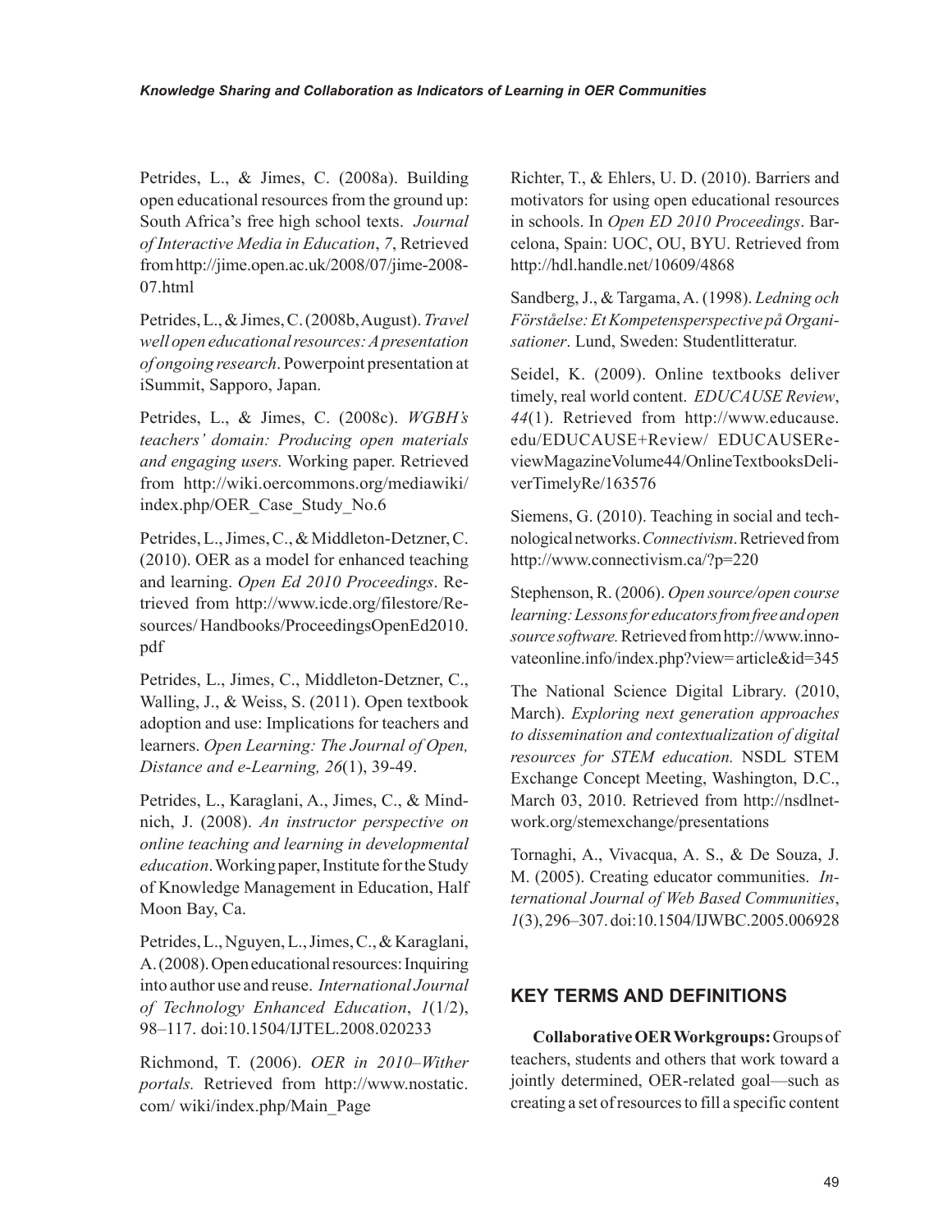Petrides, L., & Jimes, C. (2008a). Building open educational resources from the ground up: South Africa's free high school texts. *Journal of Interactive Media in Education*, *7*, Retrieved from http://jime.open.ac.uk/2008/07/jime-2008-07.html

Petrides, L., & Jimes, C. (2008b, August). *Travel well open educational resources: A presentation of ongoing research*. Powerpoint presentation at iSummit, Sapporo, Japan.

Petrides, L., & Jimes, C. (2008c). *WGBH's teachers' domain: Producing open materials and engaging users.* Working paper. Retrieved from http://wiki.oercommons.org/mediawiki/index.php/OER_Case_Study_No.6

Petrides, L., Jimes, C., & Middleton-Detzner, C. (2010). OER as a model for enhanced teaching and learning. *Open Ed 2010 Proceedings*. Retrieved from http://www.icde.org/filestore/Resources/ Handbooks/ProceedingsOpenEd2010.pdf

Petrides, L., Jimes, C., Middleton-Detzner, C., Walling, J., & Weiss, S. (2011). Open textbook adoption and use: Implications for teachers and learners. *Open Learning: The Journal of Open, Distance and e-Learning, 26*(1), 39-49.

Petrides, L., Karaglani, A., Jimes, C., & Mindnich, J. (2008). *An instructor perspective on online teaching and learning in developmental education*. Working paper, Institute for the Study of Knowledge Management in Education, Half Moon Bay, Ca.

Petrides, L., Nguyen, L., Jimes, C., & Karaglani, A. (2008). Open educational resources: Inquiring into author use and reuse. *International Journal of Technology Enhanced Education*, *1*(1/2), 98–117. doi:10.1504/IJTEL.2008.020233

Richmond, T. (2006). *OER in 2010–Wither portals.* Retrieved from http://www.nostatic.com/ wiki/index.php/Main_Page

Richter, T., & Ehlers, U. D. (2010). Barriers and motivators for using open educational resources in schools. In *Open ED 2010 Proceedings*. Barcelona, Spain: UOC, OU, BYU. Retrieved from http://hdl.handle.net/10609/4868

Sandberg, J., & Targama, A. (1998). *Ledning och Förståelse: Et Kompetensperspective på Organisationer*. Lund, Sweden: Studentlitteratur.

Seidel, K. (2009). Online textbooks deliver timely, real world content. *EDUCAUSE Review*, *44*(1). Retrieved from http://www.educause.edu/EDUCAUSE+Review/ EDUCAUSEReviewMagazineVolume44/OnlineTextbooksDeliverTimelyRe/163576

Siemens, G. (2010). Teaching in social and technological networks. *Connectivism*. Retrieved from http://www.connectivism.ca/?p=220

Stephenson, R. (2006). *Open source/open course learning: Lessons for educators from free and open source software.* Retrieved from http://www.innovateonline.info/index.php?view=article&id=345

The National Science Digital Library. (2010, March). *Exploring next generation approaches to dissemination and contextualization of digital resources for STEM education.* NSDL STEM Exchange Concept Meeting, Washington, D.C., March 03, 2010. Retrieved from http://nsdlnetwork.org/stemexchange/presentations

Tornaghi, A., Vivacqua, A. S., & De Souza, J. M. (2005). Creating educator communities. *International Journal of Web Based Communities*, *1*(3), 296–307. doi:10.1504/IJWBC.2005.006928

## KEY TERMS AND DEFINITIONS

**Collaborative OER Workgroups:** Groups of teachers, students and others that work toward a jointly determined, OER-related goal—such as creating a set of resources to fill a specific content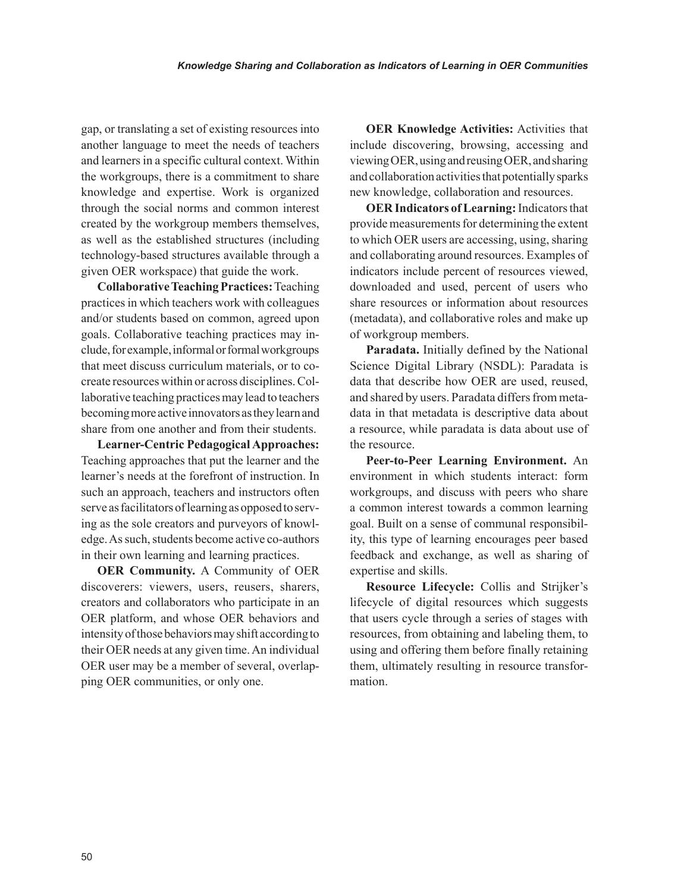gap, or translating a set of existing resources into another language to meet the needs of teachers and learners in a specific cultural context. Within the workgroups, there is a commitment to share knowledge and expertise. Work is organized through the social norms and common interest created by the workgroup members themselves, as well as the established structures (including technology-based structures available through a given OER workspace) that guide the work.

**Collaborative Teaching Practices:** Teaching practices in which teachers work with colleagues and/or students based on common, agreed upon goals. Collaborative teaching practices may include, for example, informal or formal workgroups that meet discuss curriculum materials, or to co-create resources within or across disciplines. Collaborative teaching practices may lead to teachers becoming more active innovators as they learn and share from one another and from their students.

**Learner-Centric Pedagogical Approaches:** Teaching approaches that put the learner and the learner's needs at the forefront of instruction. In such an approach, teachers and instructors often serve as facilitators of learning as opposed to serving as the sole creators and purveyors of knowledge. As such, students become active co-authors in their own learning and learning practices.

**OER Community.** A Community of OER discoverers: viewers, users, reusers, sharers, creators and collaborators who participate in an OER platform, and whose OER behaviors and intensity of those behaviors may shift according to their OER needs at any given time. An individual OER user may be a member of several, overlapping OER communities, or only one.

**OER Knowledge Activities:** Activities that include discovering, browsing, accessing and viewing OER, using and reusing OER, and sharing and collaboration activities that potentially sparks new knowledge, collaboration and resources.

**OER Indicators of Learning:** Indicators that provide measurements for determining the extent to which OER users are accessing, using, sharing and collaborating around resources. Examples of indicators include percent of resources viewed, downloaded and used, percent of users who share resources or information about resources (metadata), and collaborative roles and make up of workgroup members.

**Paradata.** Initially defined by the National Science Digital Library (NSDL): Paradata is data that describe how OER are used, reused, and shared by users. Paradata differs from metadata in that metadata is descriptive data about a resource, while paradata is data about use of the resource.

**Peer-to-Peer Learning Environment.** An environment in which students interact: form workgroups, and discuss with peers who share a common interest towards a common learning goal. Built on a sense of communal responsibility, this type of learning encourages peer based feedback and exchange, as well as sharing of expertise and skills.

**Resource Lifecycle:** Collis and Strijker's lifecycle of digital resources which suggests that users cycle through a series of stages with resources, from obtaining and labeling them, to using and offering them before finally retaining them, ultimately resulting in resource transformation.